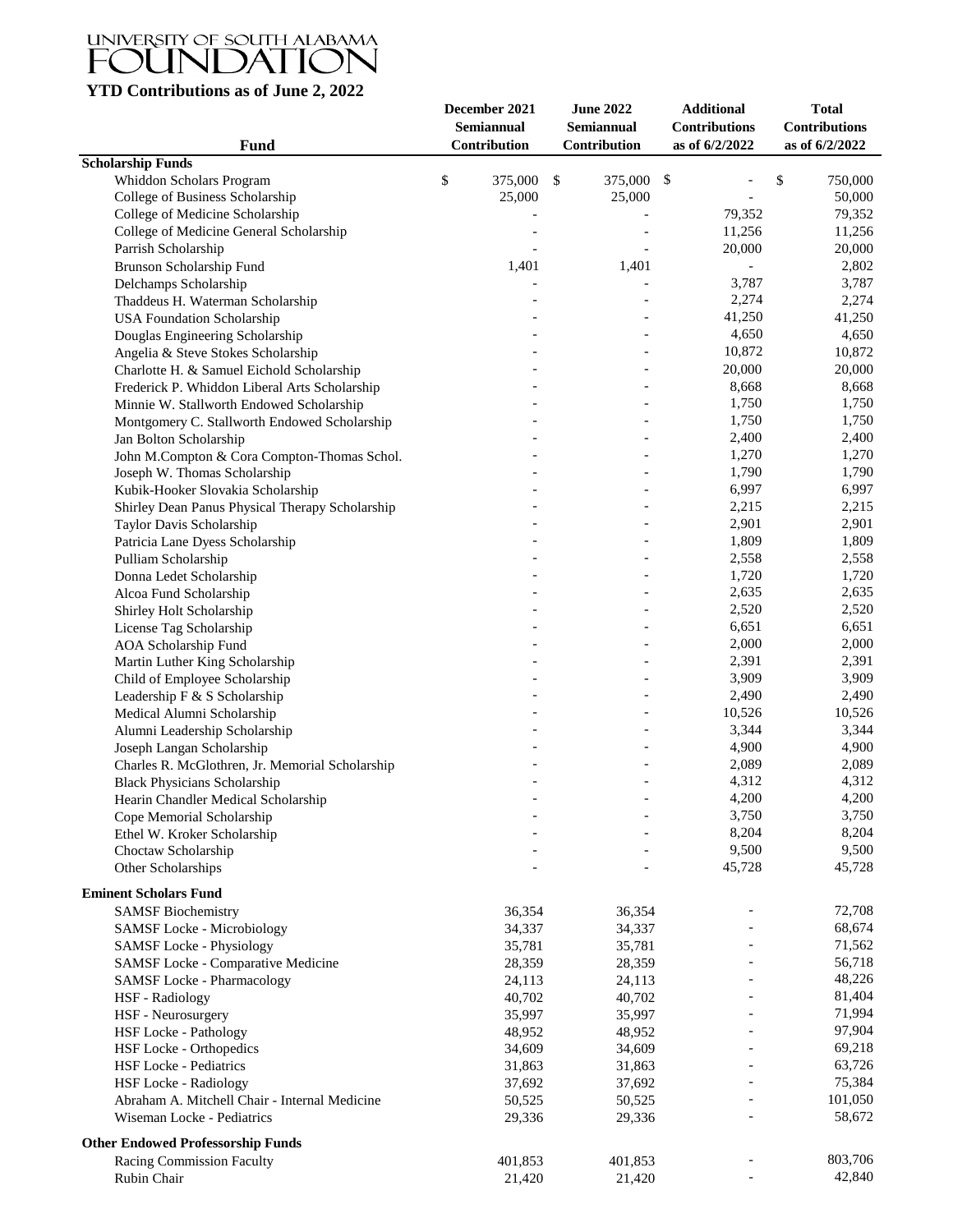# UNIVERSITY OF SOUTH ALABAMA FOUNDATION

## YTD Contributions as of June 2, 2022

| Fund | December 2021 Semiannual Contribution | June 2022 Semiannual Contribution | Additional Contributions as of 6/2/2022 | Total Contributions as of 6/2/2022 |
|---|---|---|---|---|
| **Scholarship Funds** | | | | |
| Whiddon Scholars Program | $ 375,000 | $ 375,000 | $ - | $ 750,000 |
| College of Business Scholarship | 25,000 | 25,000 | - | 50,000 |
| College of Medicine Scholarship | - | - | 79,352 | 79,352 |
| College of Medicine General Scholarship | - | - | 11,256 | 11,256 |
| Parrish Scholarship | - | - | 20,000 | 20,000 |
| Brunson Scholarship Fund | 1,401 | 1,401 | - | 2,802 |
| Delchamps Scholarship | - | - | 3,787 | 3,787 |
| Thaddeus H. Waterman Scholarship | - | - | 2,274 | 2,274 |
| USA Foundation Scholarship | - | - | 41,250 | 41,250 |
| Douglas Engineering Scholarship | - | - | 4,650 | 4,650 |
| Angelia & Steve Stokes Scholarship | - | - | 10,872 | 10,872 |
| Charlotte H. & Samuel Eichold Scholarship | - | - | 20,000 | 20,000 |
| Frederick P. Whiddon Liberal Arts Scholarship | - | - | 8,668 | 8,668 |
| Minnie W. Stallworth Endowed Scholarship | - | - | 1,750 | 1,750 |
| Montgomery C. Stallworth Endowed Scholarship | - | - | 1,750 | 1,750 |
| Jan Bolton Scholarship | - | - | 2,400 | 2,400 |
| John M.Compton & Cora Compton-Thomas Schol. | - | - | 1,270 | 1,270 |
| Joseph W. Thomas Scholarship | - | - | 1,790 | 1,790 |
| Kubik-Hooker Slovakia Scholarship | - | - | 6,997 | 6,997 |
| Shirley Dean Panus Physical Therapy Scholarship | - | - | 2,215 | 2,215 |
| Taylor Davis Scholarship | - | - | 2,901 | 2,901 |
| Patricia Lane Dyess Scholarship | - | - | 1,809 | 1,809 |
| Pulliam Scholarship | - | - | 2,558 | 2,558 |
| Donna Ledet Scholarship | - | - | 1,720 | 1,720 |
| Alcoa Fund Scholarship | - | - | 2,635 | 2,635 |
| Shirley Holt Scholarship | - | - | 2,520 | 2,520 |
| License Tag Scholarship | - | - | 6,651 | 6,651 |
| AOA Scholarship Fund | - | - | 2,000 | 2,000 |
| Martin Luther King Scholarship | - | - | 2,391 | 2,391 |
| Child of Employee Scholarship | - | - | 3,909 | 3,909 |
| Leadership F & S Scholarship | - | - | 2,490 | 2,490 |
| Medical Alumni Scholarship | - | - | 10,526 | 10,526 |
| Alumni Leadership Scholarship | - | - | 3,344 | 3,344 |
| Joseph Langan Scholarship | - | - | 4,900 | 4,900 |
| Charles R. McGlothren, Jr. Memorial Scholarship | - | - | 2,089 | 2,089 |
| Black Physicians Scholarship | - | - | 4,312 | 4,312 |
| Hearin Chandler Medical Scholarship | - | - | 4,200 | 4,200 |
| Cope Memorial Scholarship | - | - | 3,750 | 3,750 |
| Ethel W. Kroker Scholarship | - | - | 8,204 | 8,204 |
| Choctaw Scholarship | - | - | 9,500 | 9,500 |
| Other Scholarships | - | - | 45,728 | 45,728 |
| **Eminent Scholars Fund** | | | | |
| SAMSF Biochemistry | 36,354 | 36,354 | - | 72,708 |
| SAMSF Locke - Microbiology | 34,337 | 34,337 | - | 68,674 |
| SAMSF Locke - Physiology | 35,781 | 35,781 | - | 71,562 |
| SAMSF Locke - Comparative Medicine | 28,359 | 28,359 | - | 56,718 |
| SAMSF Locke - Pharmacology | 24,113 | 24,113 | - | 48,226 |
| HSF - Radiology | 40,702 | 40,702 | - | 81,404 |
| HSF - Neurosurgery | 35,997 | 35,997 | - | 71,994 |
| HSF Locke - Pathology | 48,952 | 48,952 | - | 97,904 |
| HSF Locke - Orthopedics | 34,609 | 34,609 | - | 69,218 |
| HSF Locke - Pediatrics | 31,863 | 31,863 | - | 63,726 |
| HSF Locke - Radiology | 37,692 | 37,692 | - | 75,384 |
| Abraham A. Mitchell Chair - Internal Medicine | 50,525 | 50,525 | - | 101,050 |
| Wiseman Locke - Pediatrics | 29,336 | 29,336 | - | 58,672 |
| **Other Endowed Professorship Funds** | | | | |
| Racing Commission Faculty | 401,853 | 401,853 | - | 803,706 |
| Rubin Chair | 21,420 | 21,420 | - | 42,840 |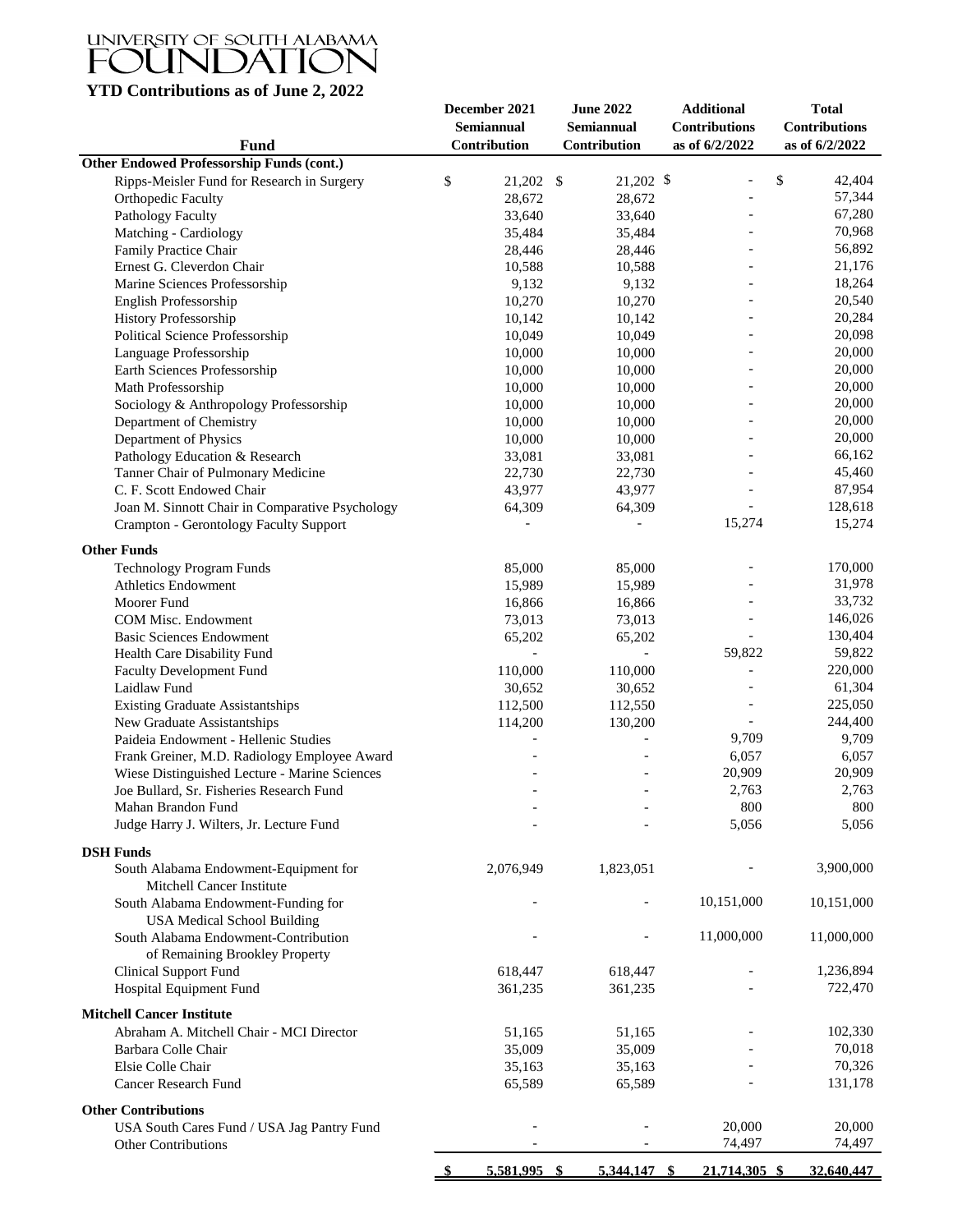UNIVERSITY OF SOUTH ALABAMA
FOUNDATION

**YTD Contributions as of June 2, 2022**

| Fund | December 2021 Semiannual Contribution | June 2022 Semiannual Contribution | Additional Contributions as of 6/2/2022 | Total Contributions as of 6/2/2022 |
|---|---|---|---|---|
| **Other Endowed Professorship Funds (cont.)** | | | | |
| Ripps-Meisler Fund for Research in Surgery | $ 21,202 | $ 21,202 | $ - | $ 42,404 |
| Orthopedic Faculty | 28,672 | 28,672 | - | 57,344 |
| Pathology Faculty | 33,640 | 33,640 | - | 67,280 |
| Matching - Cardiology | 35,484 | 35,484 | - | 70,968 |
| Family Practice Chair | 28,446 | 28,446 | - | 56,892 |
| Ernest G. Cleverdon Chair | 10,588 | 10,588 | - | 21,176 |
| Marine Sciences Professorship | 9,132 | 9,132 | - | 18,264 |
| English Professorship | 10,270 | 10,270 | - | 20,540 |
| History Professorship | 10,142 | 10,142 | - | 20,284 |
| Political Science Professorship | 10,049 | 10,049 | - | 20,098 |
| Language Professorship | 10,000 | 10,000 | - | 20,000 |
| Earth Sciences Professorship | 10,000 | 10,000 | - | 20,000 |
| Math Professorship | 10,000 | 10,000 | - | 20,000 |
| Sociology & Anthropology Professorship | 10,000 | 10,000 | - | 20,000 |
| Department of Chemistry | 10,000 | 10,000 | - | 20,000 |
| Department of Physics | 10,000 | 10,000 | - | 20,000 |
| Pathology Education & Research | 33,081 | 33,081 | - | 66,162 |
| Tanner Chair of Pulmonary Medicine | 22,730 | 22,730 | - | 45,460 |
| C. F. Scott Endowed Chair | 43,977 | 43,977 | - | 87,954 |
| Joan M. Sinnott Chair in Comparative Psychology | 64,309 | 64,309 | - | 128,618 |
| Crampton - Gerontology Faculty Support | - | - | 15,274 | 15,274 |
| **Other Funds** | | | | |
| Technology Program Funds | 85,000 | 85,000 | - | 170,000 |
| Athletics Endowment | 15,989 | 15,989 | - | 31,978 |
| Moorer Fund | 16,866 | 16,866 | - | 33,732 |
| COM Misc. Endowment | 73,013 | 73,013 | - | 146,026 |
| Basic Sciences Endowment | 65,202 | 65,202 | - | 130,404 |
| Health Care Disability Fund | - | - | 59,822 | 59,822 |
| Faculty Development Fund | 110,000 | 110,000 | - | 220,000 |
| Laidlaw Fund | 30,652 | 30,652 | - | 61,304 |
| Existing Graduate Assistantships | 112,500 | 112,550 | - | 225,050 |
| New Graduate Assistantships | 114,200 | 130,200 | - | 244,400 |
| Paideia Endowment - Hellenic Studies | - | - | 9,709 | 9,709 |
| Frank Greiner, M.D. Radiology Employee Award | - | - | 6,057 | 6,057 |
| Wiese Distinguished Lecture - Marine Sciences | - | - | 20,909 | 20,909 |
| Joe Bullard, Sr. Fisheries Research Fund | - | - | 2,763 | 2,763 |
| Mahan Brandon Fund | - | - | 800 | 800 |
| Judge Harry J. Wilters, Jr. Lecture Fund | - | - | 5,056 | 5,056 |
| **DSH Funds** | | | | |
| South Alabama Endowment-Equipment for Mitchell Cancer Institute | 2,076,949 | 1,823,051 | - | 3,900,000 |
| South Alabama Endowment-Funding for USA Medical School Building | - | - | 10,151,000 | 10,151,000 |
| South Alabama Endowment-Contribution of Remaining Brookley Property | - | - | 11,000,000 | 11,000,000 |
| Clinical Support Fund | 618,447 | 618,447 | - | 1,236,894 |
| Hospital Equipment Fund | 361,235 | 361,235 | - | 722,470 |
| **Mitchell Cancer Institute** | | | | |
| Abraham A. Mitchell Chair - MCI Director | 51,165 | 51,165 | - | 102,330 |
| Barbara Colle Chair | 35,009 | 35,009 | - | 70,018 |
| Elsie Colle Chair | 35,163 | 35,163 | - | 70,326 |
| Cancer Research Fund | 65,589 | 65,589 | - | 131,178 |
| **Other Contributions** | | | | |
| USA South Cares Fund / USA Jag Pantry Fund | - | - | 20,000 | 20,000 |
| Other Contributions | - | - | 74,497 | 74,497 |
| | **$ 5,581,995** | **$ 5,344,147** | **$ 21,714,305** | **$ 32,640,447** |